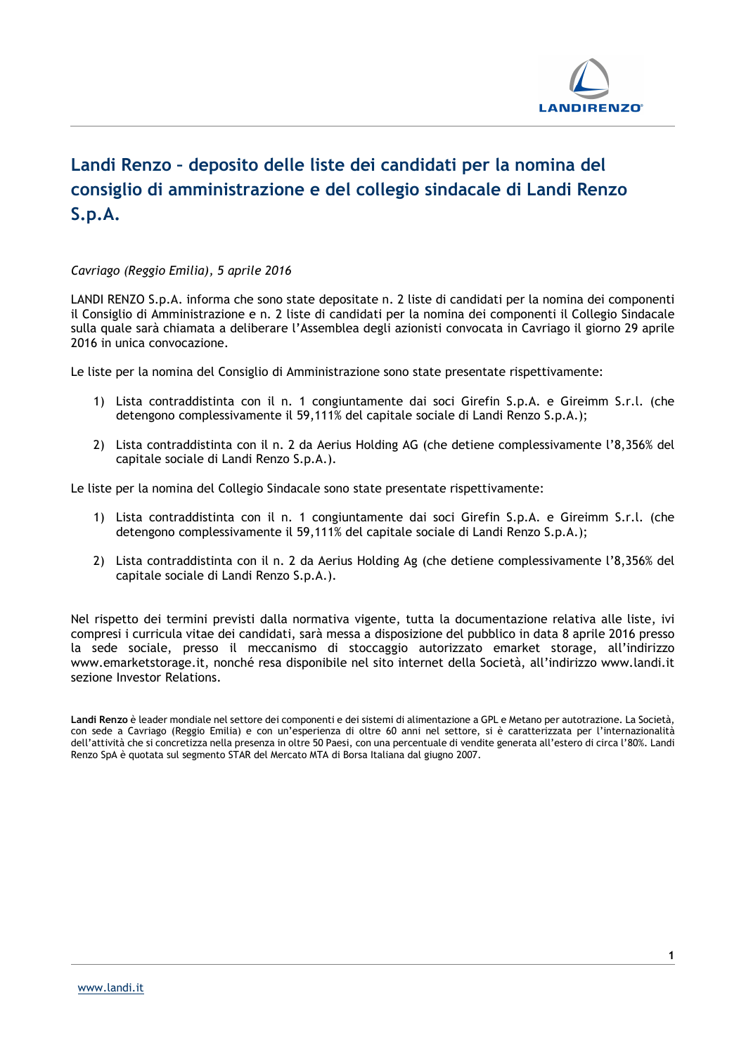# Landi Renzo – deposito delle liste dei candidati per la nomina del consiglio di amministrazione e del collegio sindacale di Landi Renzo S.p.A.

*Cavriago (Reggio Emilia), 5 aprile 2016*

LANDI RENZO S.p.A. informa che sono state depositate n. 2 liste di candidati per la nomina dei componenti il Consiglio di Amministrazione e n. 2 liste di candidati per la nomina dei componenti il Collegio Sindacale sulla quale sarà chiamata a deliberare l'Assemblea degli azionisti convocata in Cavriago il giorno 29 aprile 2016 in unica convocazione.

Le liste per la nomina del Consiglio di Amministrazione sono state presentate rispettivamente:

1) Lista contraddistinta con il n. 1 congiuntamente dai soci Girefin S.p.A. e Gireimm S.r.l. (che detengono complessivamente il 59,111% del capitale sociale di Landi Renzo S.p.A.);

2) Lista contraddistinta con il n. 2 da Aerius Holding AG (che detiene complessivamente l'8,356% del capitale sociale di Landi Renzo S.p.A.).

Le liste per la nomina del Collegio Sindacale sono state presentate rispettivamente:

1) Lista contraddistinta con il n. 1 congiuntamente dai soci Girefin S.p.A. e Gireimm S.r.l. (che detengono complessivamente il 59,111% del capitale sociale di Landi Renzo S.p.A.);

2) Lista contraddistinta con il n. 2 da Aerius Holding Ag (che detiene complessivamente l'8,356% del capitale sociale di Landi Renzo S.p.A.).

Nel rispetto dei termini previsti dalla normativa vigente, tutta la documentazione relativa alle liste, ivi compresi i curricula vitae dei candidati, sarà messa a disposizione del pubblico in data 8 aprile 2016 presso la sede sociale, presso il meccanismo di stoccaggio autorizzato emarket storage, all'indirizzo www.emarketstorage.it, nonché resa disponibile nel sito internet della Società, all'indirizzo www.landi.it sezione Investor Relations.

**Landi Renzo** è leader mondiale nel settore dei componenti e dei sistemi di alimentazione a GPL e Metano per autotrazione. La Società, con sede a Cavriago (Reggio Emilia) e con un'esperienza di oltre 60 anni nel settore, si è caratterizzata per l'internazionalità dell'attività che si concretizza nella presenza in oltre 50 Paesi, con una percentuale di vendite generata all'estero di circa l'80%. Landi Renzo SpA è quotata sul segmento STAR del Mercato MTA di Borsa Italiana dal giugno 2007.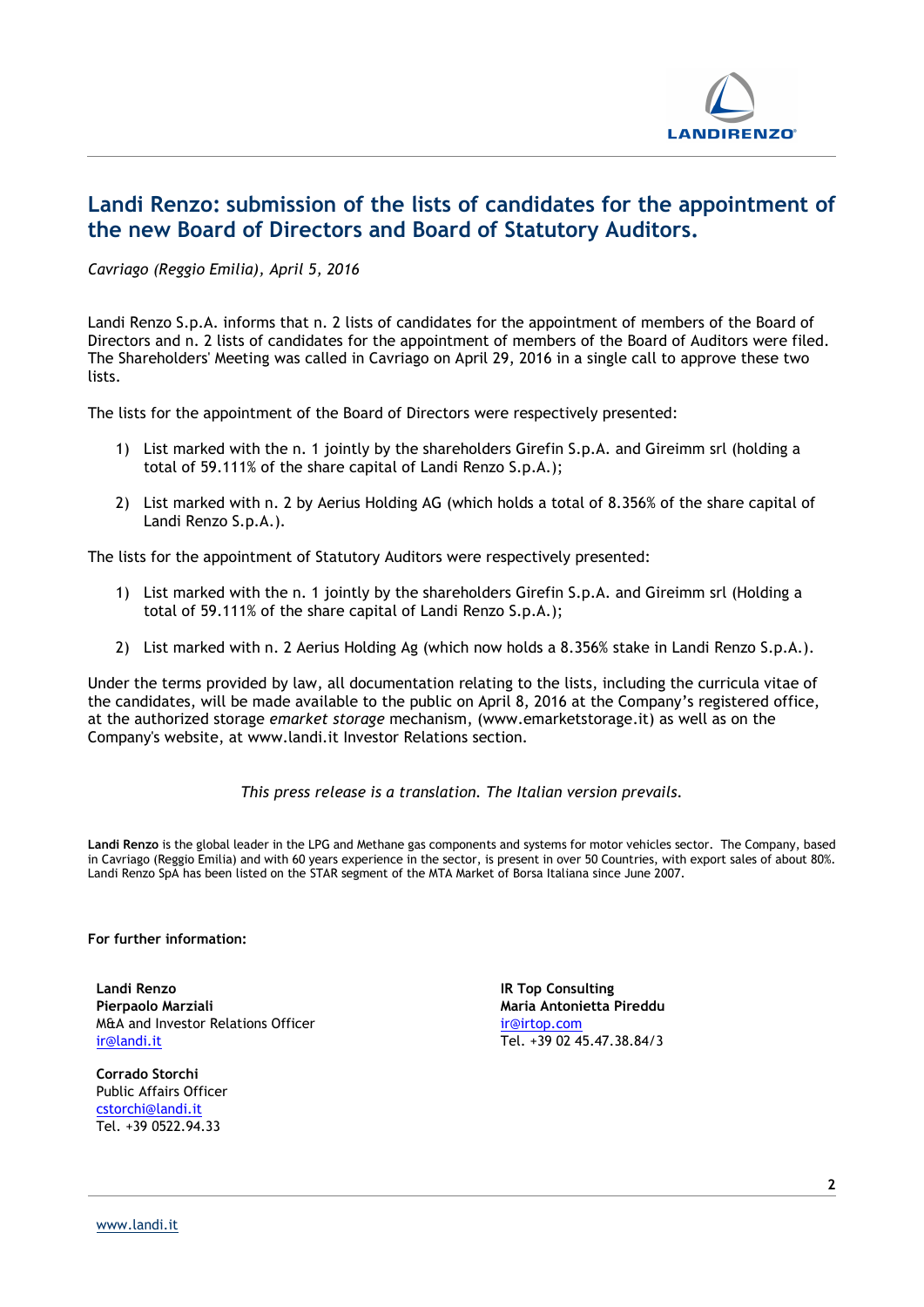# Landi Renzo: submission of the lists of candidates for the appointment of the new Board of Directors and Board of Statutory Auditors.

*Cavriago (Reggio Emilia), April 5, 2016*

Landi Renzo S.p.A. informs that n. 2 lists of candidates for the appointment of members of the Board of Directors and n. 2 lists of candidates for the appointment of members of the Board of Auditors were filed. The Shareholders' Meeting was called in Cavriago on April 29, 2016 in a single call to approve these two lists.

The lists for the appointment of the Board of Directors were respectively presented:

1) List marked with the n. 1 jointly by the shareholders Girefin S.p.A. and Gireimm srl (holding a total of 59.111% of the share capital of Landi Renzo S.p.A.);

2) List marked with n. 2 by Aerius Holding AG (which holds a total of 8.356% of the share capital of Landi Renzo S.p.A.).

The lists for the appointment of Statutory Auditors were respectively presented:

1) List marked with the n. 1 jointly by the shareholders Girefin S.p.A. and Gireimm srl (Holding a total of 59.111% of the share capital of Landi Renzo S.p.A.);

2) List marked with n. 2 Aerius Holding Ag (which now holds a 8.356% stake in Landi Renzo S.p.A.).

Under the terms provided by law, all documentation relating to the lists, including the curricula vitae of the candidates, will be made available to the public on April 8, 2016 at the Company's registered office, at the authorized storage *emarket storage* mechanism, (www.emarketstorage.it) as well as on the Company's website, at www.landi.it Investor Relations section.

*This press release is a translation. The Italian version prevails.*

**Landi Renzo** is the global leader in the LPG and Methane gas components and systems for motor vehicles sector. The Company, based in Cavriago (Reggio Emilia) and with 60 years experience in the sector, is present in over 50 Countries, with export sales of about 80%. Landi Renzo SpA has been listed on the STAR segment of the MTA Market of Borsa Italiana since June 2007.

**For further information:**

**Landi Renzo**
**Pierpaolo Marziali**
M&A and Investor Relations Officer
ir@landi.it

**Corrado Storchi**
Public Affairs Officer
cstorchi@landi.it
Tel. +39 0522.94.33

**IR Top Consulting**
**Maria Antonietta Pireddu**
ir@irtop.com
Tel. +39 02 45.47.38.84/3

www.landi.it